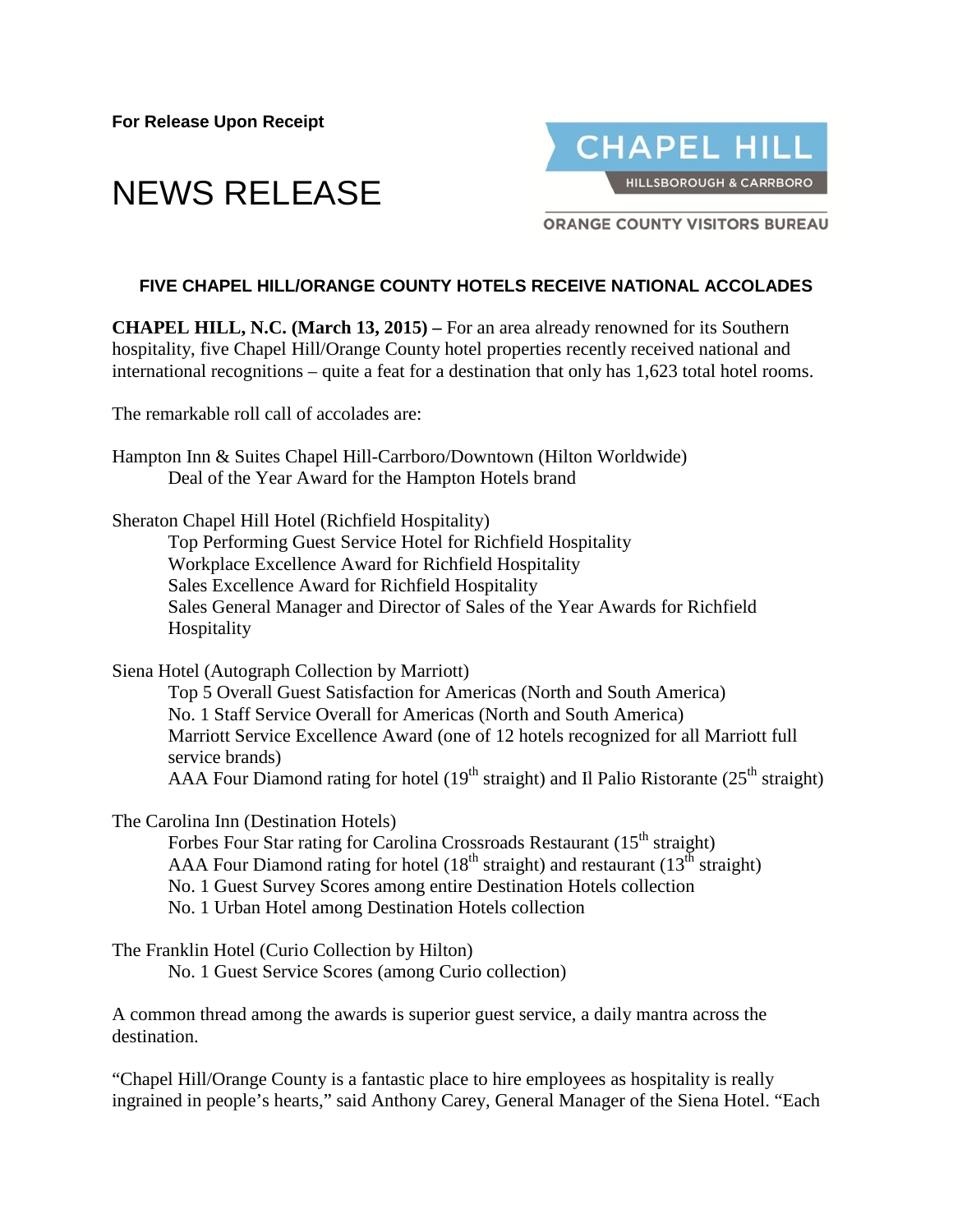**For Release Upon Receipt**

# NEWS RELEASE

CHAPEL HILL
HILLSBOROUGH & CARRBORO
ORANGE COUNTY VISITORS BUREAU

## FIVE CHAPEL HILL/ORANGE COUNTY HOTELS RECEIVE NATIONAL ACCOLADES

**CHAPEL HILL, N.C. (March 13, 2015) –** For an area already renowned for its Southern hospitality, five Chapel Hill/Orange County hotel properties recently received national and international recognitions – quite a feat for a destination that only has 1,623 total hotel rooms.

The remarkable roll call of accolades are:

Hampton Inn & Suites Chapel Hill-Carrboro/Downtown (Hilton Worldwide)
- Deal of the Year Award for the Hampton Hotels brand

Sheraton Chapel Hill Hotel (Richfield Hospitality)
- Top Performing Guest Service Hotel for Richfield Hospitality
- Workplace Excellence Award for Richfield Hospitality
- Sales Excellence Award for Richfield Hospitality
- Sales General Manager and Director of Sales of the Year Awards for Richfield Hospitality

Siena Hotel (Autograph Collection by Marriott)
- Top 5 Overall Guest Satisfaction for Americas (North and South America)
- No. 1 Staff Service Overall for Americas (North and South America)
- Marriott Service Excellence Award (one of 12 hotels recognized for all Marriott full service brands)
- AAA Four Diamond rating for hotel (19th straight) and Il Palio Ristorante (25th straight)

The Carolina Inn (Destination Hotels)
- Forbes Four Star rating for Carolina Crossroads Restaurant (15th straight)
- AAA Four Diamond rating for hotel (18th straight) and restaurant (13th straight)
- No. 1 Guest Survey Scores among entire Destination Hotels collection
- No. 1 Urban Hotel among Destination Hotels collection

The Franklin Hotel (Curio Collection by Hilton)
- No. 1 Guest Service Scores (among Curio collection)

A common thread among the awards is superior guest service, a daily mantra across the destination.

"Chapel Hill/Orange County is a fantastic place to hire employees as hospitality is really ingrained in people's hearts," said Anthony Carey, General Manager of the Siena Hotel. "Each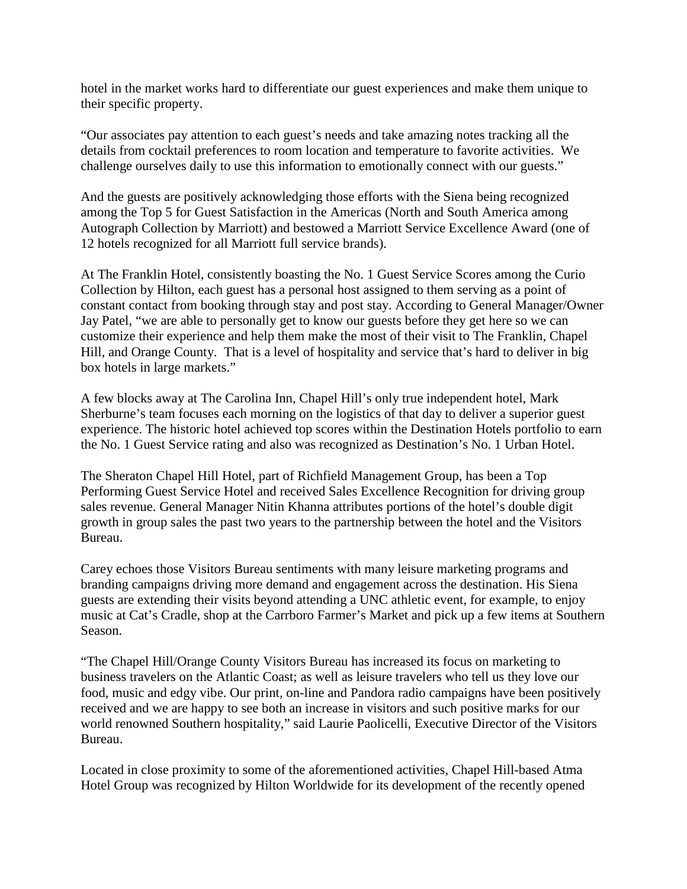hotel in the market works hard to differentiate our guest experiences and make them unique to their specific property.

“Our associates pay attention to each guest’s needs and take amazing notes tracking all the details from cocktail preferences to room location and temperature to favorite activities. We challenge ourselves daily to use this information to emotionally connect with our guests.”

And the guests are positively acknowledging those efforts with the Siena being recognized among the Top 5 for Guest Satisfaction in the Americas (North and South America among Autograph Collection by Marriott) and bestowed a Marriott Service Excellence Award (one of 12 hotels recognized for all Marriott full service brands).

At The Franklin Hotel, consistently boasting the No. 1 Guest Service Scores among the Curio Collection by Hilton, each guest has a personal host assigned to them serving as a point of constant contact from booking through stay and post stay. According to General Manager/Owner Jay Patel, “we are able to personally get to know our guests before they get here so we can customize their experience and help them make the most of their visit to The Franklin, Chapel Hill, and Orange County. That is a level of hospitality and service that’s hard to deliver in big box hotels in large markets.”

A few blocks away at The Carolina Inn, Chapel Hill’s only true independent hotel, Mark Sherburne’s team focuses each morning on the logistics of that day to deliver a superior guest experience. The historic hotel achieved top scores within the Destination Hotels portfolio to earn the No. 1 Guest Service rating and also was recognized as Destination’s No. 1 Urban Hotel.

The Sheraton Chapel Hill Hotel, part of Richfield Management Group, has been a Top Performing Guest Service Hotel and received Sales Excellence Recognition for driving group sales revenue. General Manager Nitin Khanna attributes portions of the hotel’s double digit growth in group sales the past two years to the partnership between the hotel and the Visitors Bureau.

Carey echoes those Visitors Bureau sentiments with many leisure marketing programs and branding campaigns driving more demand and engagement across the destination. His Siena guests are extending their visits beyond attending a UNC athletic event, for example, to enjoy music at Cat’s Cradle, shop at the Carrboro Farmer’s Market and pick up a few items at Southern Season.

“The Chapel Hill/Orange County Visitors Bureau has increased its focus on marketing to business travelers on the Atlantic Coast; as well as leisure travelers who tell us they love our food, music and edgy vibe. Our print, on-line and Pandora radio campaigns have been positively received and we are happy to see both an increase in visitors and such positive marks for our world renowned Southern hospitality,” said Laurie Paolicelli, Executive Director of the Visitors Bureau.

Located in close proximity to some of the aforementioned activities, Chapel Hill-based Atma Hotel Group was recognized by Hilton Worldwide for its development of the recently opened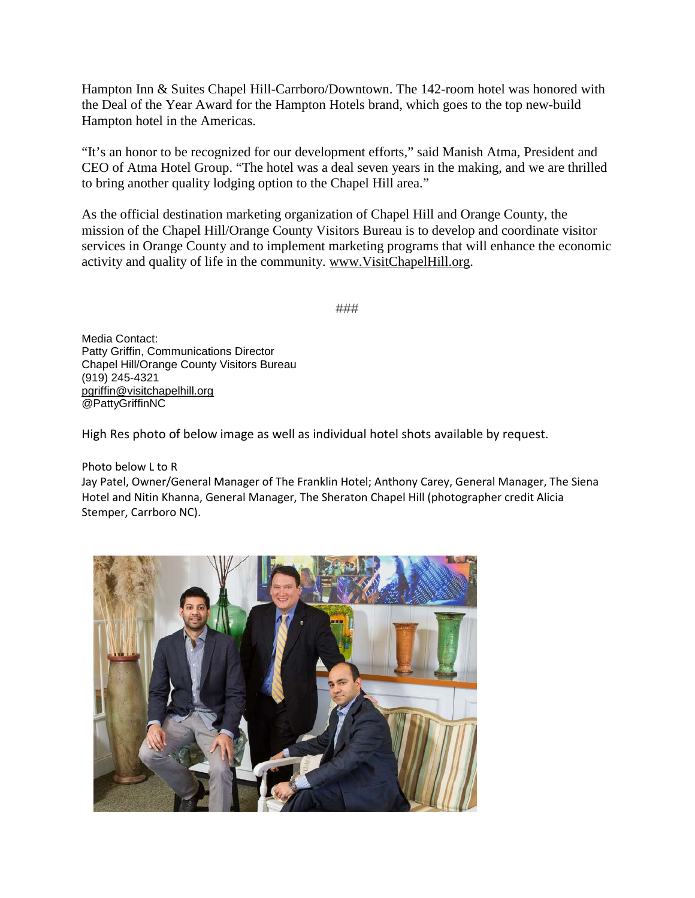Hampton Inn & Suites Chapel Hill-Carrboro/Downtown. The 142-room hotel was honored with the Deal of the Year Award for the Hampton Hotels brand, which goes to the top new-build Hampton hotel in the Americas.

"It's an honor to be recognized for our development efforts," said Manish Atma, President and CEO of Atma Hotel Group. "The hotel was a deal seven years in the making, and we are thrilled to bring another quality lodging option to the Chapel Hill area."

As the official destination marketing organization of Chapel Hill and Orange County, the mission of the Chapel Hill/Orange County Visitors Bureau is to develop and coordinate visitor services in Orange County and to implement marketing programs that will enhance the economic activity and quality of life in the community. www.VisitChapelHill.org.

###

Media Contact:
Patty Griffin, Communications Director
Chapel Hill/Orange County Visitors Bureau
(919) 245-4321
pgriffin@visitchapelhill.org
@PattyGriffinNC

High Res photo of below image as well as individual hotel shots available by request.

Photo below L to R
Jay Patel, Owner/General Manager of The Franklin Hotel; Anthony Carey, General Manager, The Siena Hotel and Nitin Khanna, General Manager, The Sheraton Chapel Hill (photographer credit Alicia Stemper, Carrboro NC).